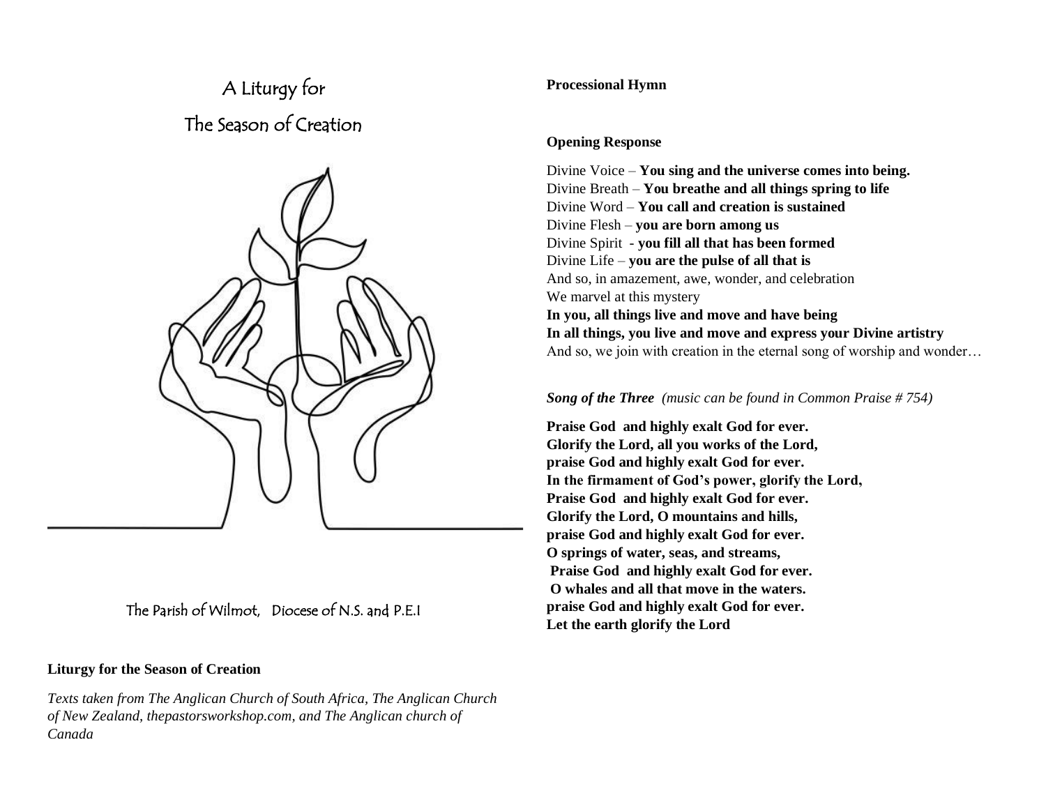# A Liturgy for
# The Season of Creation

The Parish of Wilmot, Diocese of N.S. and P.E.I

**Liturgy for the Season of Creation**

*Texts taken from The Anglican Church of South Africa, The Anglican Church of New Zealand, thepastorsworkshop.com, and The Anglican church of Canada*

**Processional Hymn**

**Opening Response**

Divine Voice – **You sing and the universe comes into being.**
Divine Breath – **You breathe and all things spring to life**
Divine Word – **You call and creation is sustained**
Divine Flesh – **you are born among us**
Divine Spirit - **you fill all that has been formed**
Divine Life – **you are the pulse of all that is**
And so, in amazement, awe, wonder, and celebration
We marvel at this mystery
**In you, all things live and move and have being**
**In all things, you live and move and express your Divine artistry**
And so, we join with creation in the eternal song of worship and wonder…

***Song of the Three*** *(music can be found in Common Praise # 754)*

**Praise God and highly exalt God for ever.**
**Glorify the Lord, all you works of the Lord,**
**praise God and highly exalt God for ever.**
**In the firmament of God's power, glorify the Lord,**
**Praise God and highly exalt God for ever.**
**Glorify the Lord, O mountains and hills,**
**praise God and highly exalt God for ever.**
**O springs of water, seas, and streams,**
**Praise God and highly exalt God for ever.**
**O whales and all that move in the waters.**
**praise God and highly exalt God for ever.**
**Let the earth glorify the Lord**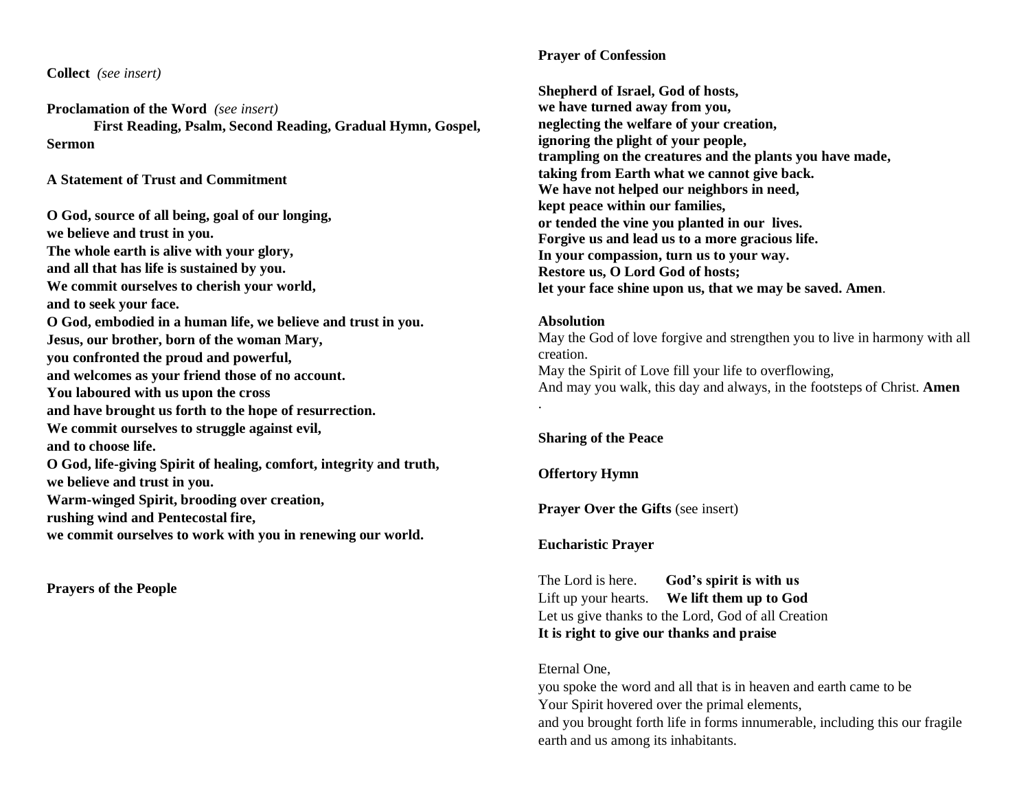**Collect** *(see insert)*

**Proclamation of the Word** *(see insert)*

**First Reading, Psalm, Second Reading, Gradual Hymn, Gospel, Sermon**

**A Statement of Trust and Commitment**

**O God, source of all being, goal of our longing,**
**we believe and trust in you.**
**The whole earth is alive with your glory,**
**and all that has life is sustained by you.**
**We commit ourselves to cherish your world,**
**and to seek your face.**
**O God, embodied in a human life, we believe and trust in you.**
**Jesus, our brother, born of the woman Mary,**
**you confronted the proud and powerful,**
**and welcomes as your friend those of no account.**
**You laboured with us upon the cross**
**and have brought us forth to the hope of resurrection.**
**We commit ourselves to struggle against evil,**
**and to choose life.**
**O God, life-giving Spirit of healing, comfort, integrity and truth,**
**we believe and trust in you.**
**Warm-winged Spirit, brooding over creation,**
**rushing wind and Pentecostal fire,**
**we commit ourselves to work with you in renewing our world.**

**Prayers of the People**

**Prayer of Confession**

**Shepherd of Israel, God of hosts,**
**we have turned away from you,**
**neglecting the welfare of your creation,**
**ignoring the plight of your people,**
**trampling on the creatures and the plants you have made,**
**taking from Earth what we cannot give back.**
**We have not helped our neighbors in need,**
**kept peace within our families,**
**or tended the vine you planted in our lives.**
**Forgive us and lead us to a more gracious life.**
**In your compassion, turn us to your way.**
**Restore us, O Lord God of hosts;**
**let your face shine upon us, that we may be saved. Amen**.

**Absolution**

May the God of love forgive and strengthen you to live in harmony with all creation.
May the Spirit of Love fill your life to overflowing,
And may you walk, this day and always, in the footsteps of Christ. **Amen**
.

**Sharing of the Peace**

**Offertory Hymn**

**Prayer Over the Gifts** (see insert)

**Eucharistic Prayer**

The Lord is here. **God's spirit is with us**
Lift up your hearts. **We lift them up to God**
Let us give thanks to the Lord, God of all Creation
**It is right to give our thanks and praise**

Eternal One,
you spoke the word and all that is in heaven and earth came to be
Your Spirit hovered over the primal elements,
and you brought forth life in forms innumerable, including this our fragile earth and us among its inhabitants.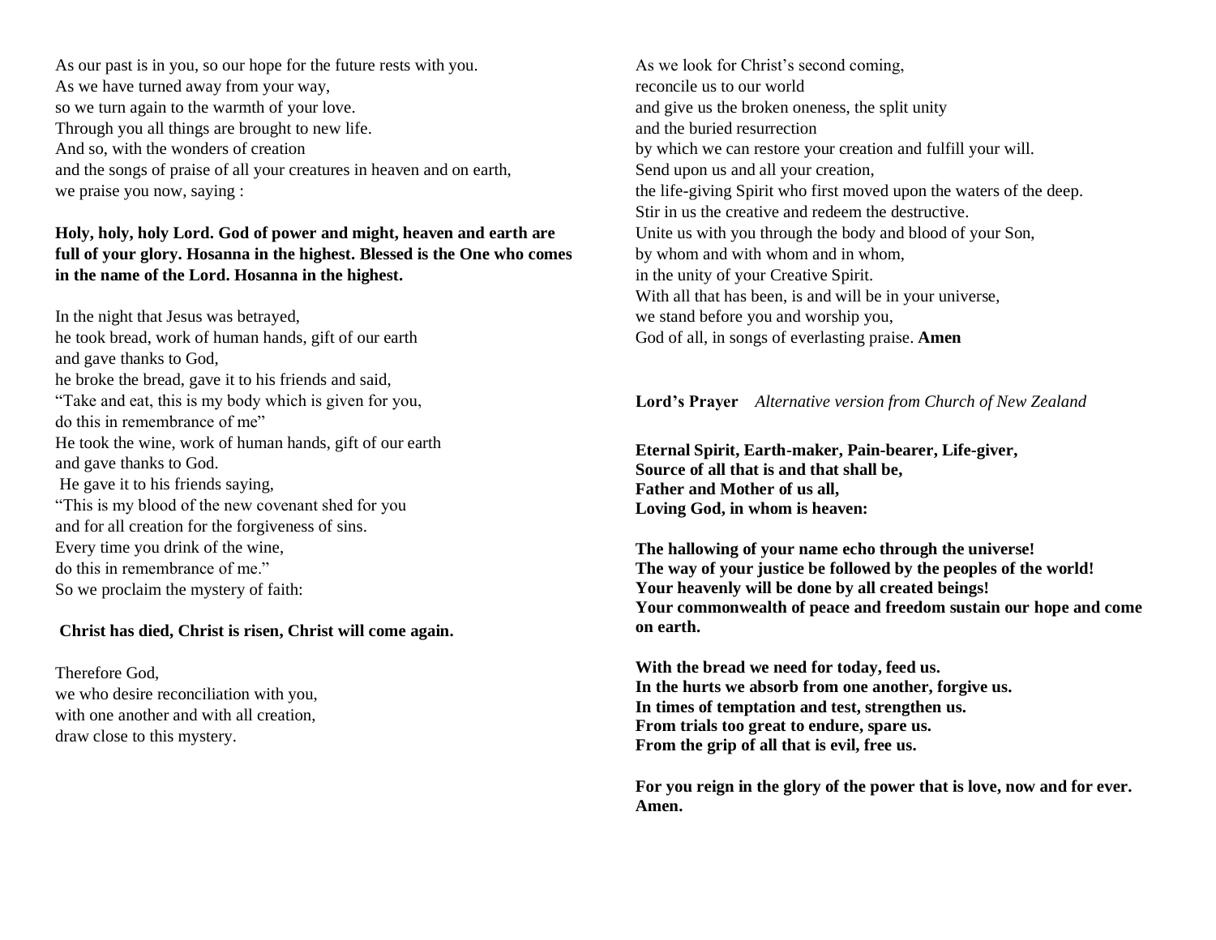As our past is in you, so our hope for the future rests with you.
As we have turned away from your way,
so we turn again to the warmth of your love.
Through you all things are brought to new life.
And so, with the wonders of creation
and the songs of praise of all your creatures in heaven and on earth,
we praise you now, saying :

**Holy, holy, holy Lord. God of power and might, heaven and earth are full of your glory. Hosanna in the highest. Blessed is the One who comes in the name of the Lord. Hosanna in the highest.**

In the night that Jesus was betrayed,
he took bread, work of human hands, gift of our earth
and gave thanks to God,
he broke the bread, gave it to his friends and said,
"Take and eat, this is my body which is given for you,
do this in remembrance of me"
He took the wine, work of human hands, gift of our earth
and gave thanks to God.
He gave it to his friends saying,
"This is my blood of the new covenant shed for you
and for all creation for the forgiveness of sins.
Every time you drink of the wine,
do this in remembrance of me."
So we proclaim the mystery of faith:

**Christ has died, Christ is risen, Christ will come again.**

Therefore God,
we who desire reconciliation with you,
with one another and with all creation,
draw close to this mystery.

As we look for Christ's second coming,
reconcile us to our world
and give us the broken oneness, the split unity
and the buried resurrection
by which we can restore your creation and fulfill your will.
Send upon us and all your creation,
the life-giving Spirit who first moved upon the waters of the deep.
Stir in us the creative and redeem the destructive.
Unite us with you through the body and blood of your Son,
by whom and with whom and in whom,
in the unity of your Creative Spirit.
With all that has been, is and will be in your universe,
we stand before you and worship you,
God of all, in songs of everlasting praise. **Amen**

**Lord's Prayer** *Alternative version from Church of New Zealand*

**Eternal Spirit, Earth-maker, Pain-bearer, Life-giver,
Source of all that is and that shall be,
Father and Mother of us all,
Loving God, in whom is heaven:**

**The hallowing of your name echo through the universe!
The way of your justice be followed by the peoples of the world!
Your heavenly will be done by all created beings!
Your commonwealth of peace and freedom sustain our hope and come on earth.**

**With the bread we need for today, feed us.
In the hurts we absorb from one another, forgive us.
In times of temptation and test, strengthen us.
From trials too great to endure, spare us.
From the grip of all that is evil, free us.**

**For you reign in the glory of the power that is love, now and for ever. Amen.**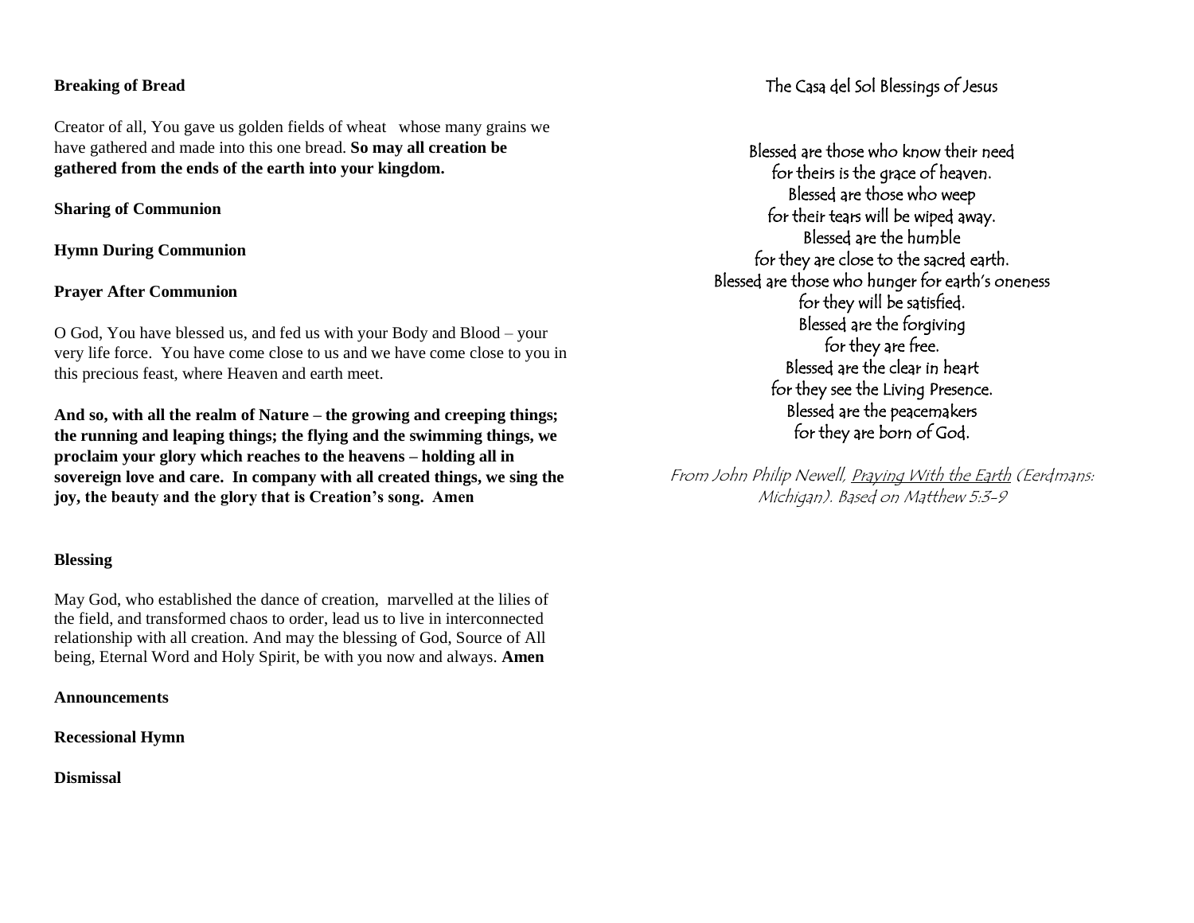**Breaking of Bread**

Creator of all, You gave us golden fields of wheat whose many grains we have gathered and made into this one bread. **So may all creation be gathered from the ends of the earth into your kingdom.**

**Sharing of Communion**

**Hymn During Communion**

**Prayer After Communion**

O God, You have blessed us, and fed us with your Body and Blood – your very life force. You have come close to us and we have come close to you in this precious feast, where Heaven and earth meet.

**And so, with all the realm of Nature – the growing and creeping things; the running and leaping things; the flying and the swimming things, we proclaim your glory which reaches to the heavens – holding all in sovereign love and care. In company with all created things, we sing the joy, the beauty and the glory that is Creation's song. Amen**

**Blessing**

May God, who established the dance of creation, marvelled at the lilies of the field, and transformed chaos to order, lead us to live in interconnected relationship with all creation. And may the blessing of God, Source of All being, Eternal Word and Holy Spirit, be with you now and always. **Amen**

**Announcements**

**Recessional Hymn**

**Dismissal**

The Casa del Sol Blessings of Jesus

Blessed are those who know their need
for theirs is the grace of heaven.
Blessed are those who weep
for their tears will be wiped away.
Blessed are the humble
for they are close to the sacred earth.
Blessed are those who hunger for earth's oneness
for they will be satisfied.
Blessed are the forgiving
for they are free.
Blessed are the clear in heart
for they see the Living Presence.
Blessed are the peacemakers
for they are born of God.

*From John Philip Newell, Praying With the Earth (Eerdmans: Michigan). Based on Matthew 5:3-9*